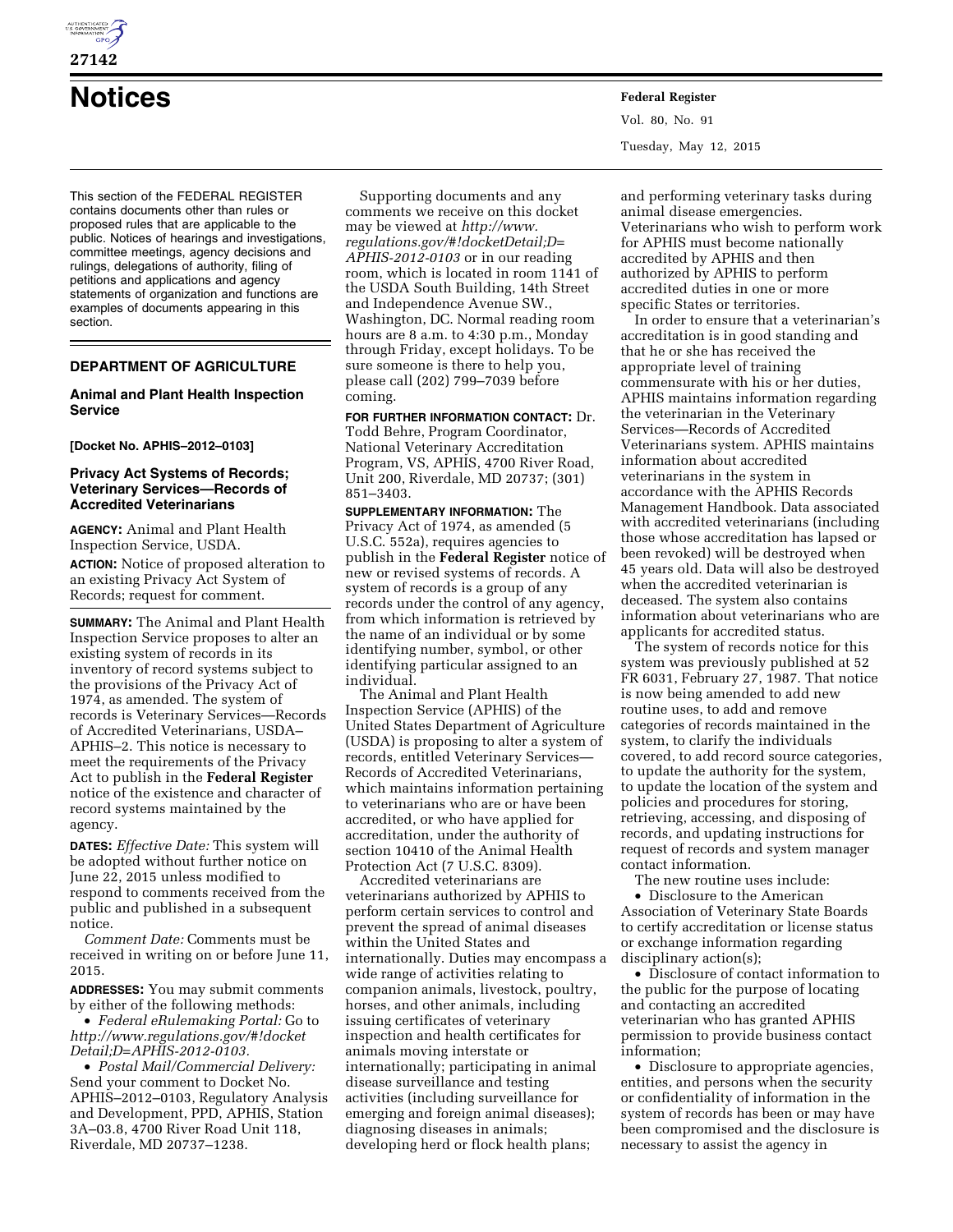# Notices

This section of the FEDERAL REGISTER contains documents other than rules or proposed rules that are applicable to the public. Notices of hearings and investigations, committee meetings, agency decisions and rulings, delegations of authority, filing of petitions and applications and agency statements of organization and functions are examples of documents appearing in this section.

## DEPARTMENT OF AGRICULTURE

### Animal and Plant Health Inspection Service

**[Docket No. APHIS–2012–0103]**

### Privacy Act Systems of Records; Veterinary Services—Records of Accredited Veterinarians

**AGENCY:** Animal and Plant Health Inspection Service, USDA.

**ACTION:** Notice of proposed alteration to an existing Privacy Act System of Records; request for comment.

**SUMMARY:** The Animal and Plant Health Inspection Service proposes to alter an existing system of records in its inventory of record systems subject to the provisions of the Privacy Act of 1974, as amended. The system of records is Veterinary Services—Records of Accredited Veterinarians, USDA–APHIS–2. This notice is necessary to meet the requirements of the Privacy Act to publish in the **Federal Register** notice of the existence and character of record systems maintained by the agency.

**DATES:** *Effective Date:* This system will be adopted without further notice on June 22, 2015 unless modified to respond to comments received from the public and published in a subsequent notice.

*Comment Date:* Comments must be received in writing on or before June 11, 2015.

**ADDRESSES:** You may submit comments by either of the following methods:

- *Federal eRulemaking Portal:* Go to *http://www.regulations.gov/#!docketDetail;D=APHIS-2012-0103.*
- *Postal Mail/Commercial Delivery:* Send your comment to Docket No. APHIS–2012–0103, Regulatory Analysis and Development, PPD, APHIS, Station 3A–03.8, 4700 River Road Unit 118, Riverdale, MD 20737–1238.

Supporting documents and any comments we receive on this docket may be viewed at *http://www.regulations.gov/#!docketDetail;D=APHIS-2012-0103* or in our reading room, which is located in room 1141 of the USDA South Building, 14th Street and Independence Avenue SW., Washington, DC. Normal reading room hours are 8 a.m. to 4:30 p.m., Monday through Friday, except holidays. To be sure someone is there to help you, please call (202) 799–7039 before coming.

**FOR FURTHER INFORMATION CONTACT:** Dr. Todd Behre, Program Coordinator, National Veterinary Accreditation Program, VS, APHIS, 4700 River Road, Unit 200, Riverdale, MD 20737; (301) 851–3403.

**SUPPLEMENTARY INFORMATION:** The Privacy Act of 1974, as amended (5 U.S.C. 552a), requires agencies to publish in the **Federal Register** notice of new or revised systems of records. A system of records is a group of any records under the control of any agency, from which information is retrieved by the name of an individual or by some identifying number, symbol, or other identifying particular assigned to an individual.

The Animal and Plant Health Inspection Service (APHIS) of the United States Department of Agriculture (USDA) is proposing to alter a system of records, entitled Veterinary Services—Records of Accredited Veterinarians, which maintains information pertaining to veterinarians who are or have been accredited, or who have applied for accreditation, under the authority of section 10410 of the Animal Health Protection Act (7 U.S.C. 8309).

Accredited veterinarians are veterinarians authorized by APHIS to perform certain services to control and prevent the spread of animal diseases within the United States and internationally. Duties may encompass a wide range of activities relating to companion animals, livestock, poultry, horses, and other animals, including issuing certificates of veterinary inspection and health certificates for animals moving interstate or internationally; participating in animal disease surveillance and testing activities (including surveillance for emerging and foreign animal diseases); diagnosing diseases in animals; developing herd or flock health plans; and performing veterinary tasks during animal disease emergencies. Veterinarians who wish to perform work for APHIS must become nationally accredited by APHIS and then authorized by APHIS to perform accredited duties in one or more specific States or territories.

In order to ensure that a veterinarian's accreditation is in good standing and that he or she has received the appropriate level of training commensurate with his or her duties, APHIS maintains information regarding the veterinarian in the Veterinary Services—Records of Accredited Veterinarians system. APHIS maintains information about accredited veterinarians in the system in accordance with the APHIS Records Management Handbook. Data associated with accredited veterinarians (including those whose accreditation has lapsed or been revoked) will be destroyed when 45 years old. Data will also be destroyed when the accredited veterinarian is deceased. The system also contains information about veterinarians who are applicants for accredited status.

The system of records notice for this system was previously published at 52 FR 6031, February 27, 1987. That notice is now being amended to add new routine uses, to add and remove categories of records maintained in the system, to clarify the individuals covered, to add record source categories, to update the authority for the system, to update the location of the system and policies and procedures for storing, retrieving, accessing, and disposing of records, and updating instructions for request of records and system manager contact information.

The new routine uses include:

- Disclosure to the American Association of Veterinary State Boards to certify accreditation or license status or exchange information regarding disciplinary action(s);
- Disclosure of contact information to the public for the purpose of locating and contacting an accredited veterinarian who has granted APHIS permission to provide business contact information;
- Disclosure to appropriate agencies, entities, and persons when the security or confidentiality of information in the system of records has been or may have been compromised and the disclosure is necessary to assist the agency in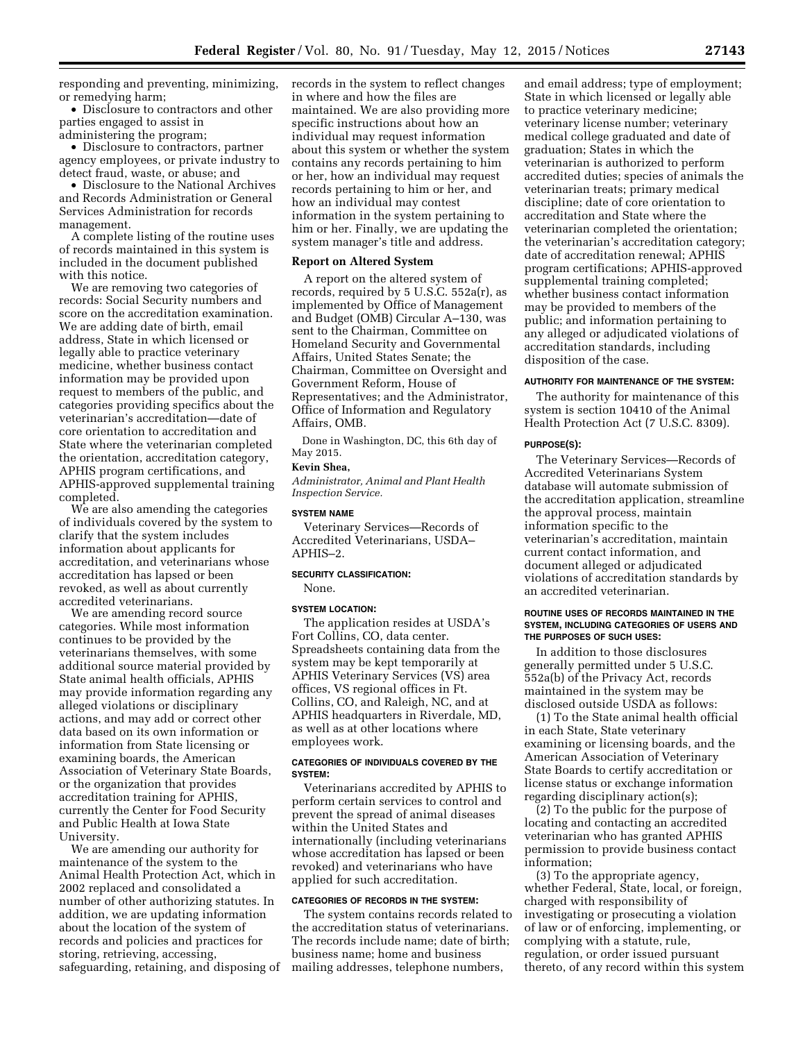responding and preventing, minimizing, or remedying harm;

- Disclosure to contractors and other parties engaged to assist in administering the program;
- Disclosure to contractors, partner agency employees, or private industry to detect fraud, waste, or abuse; and
- Disclosure to the National Archives and Records Administration or General Services Administration for records management.

A complete listing of the routine uses of records maintained in this system is included in the document published with this notice.

We are removing two categories of records: Social Security numbers and score on the accreditation examination. We are adding date of birth, email address, State in which licensed or legally able to practice veterinary medicine, whether business contact information may be provided upon request to members of the public, and categories providing specifics about the veterinarian's accreditation—date of core orientation to accreditation and State where the veterinarian completed the orientation, accreditation category, APHIS program certifications, and APHIS-approved supplemental training completed.

We are also amending the categories of individuals covered by the system to clarify that the system includes information about applicants for accreditation, and veterinarians whose accreditation has lapsed or been revoked, as well as about currently accredited veterinarians.

We are amending record source categories. While most information continues to be provided by the veterinarians themselves, with some additional source material provided by State animal health officials, APHIS may provide information regarding any alleged violations or disciplinary actions, and may add or correct other data based on its own information or information from State licensing or examining boards, the American Association of Veterinary State Boards, or the organization that provides accreditation training for APHIS, currently the Center for Food Security and Public Health at Iowa State University.

We are amending our authority for maintenance of the system to the Animal Health Protection Act, which in 2002 replaced and consolidated a number of other authorizing statutes. In addition, we are updating information about the location of the system of records and policies and practices for storing, retrieving, accessing, safeguarding, retaining, and disposing of records in the system to reflect changes in where and how the files are maintained. We are also providing more specific instructions about how an individual may request information about this system or whether the system contains any records pertaining to him or her, how an individual may request records pertaining to him or her, and how an individual may contest information in the system pertaining to him or her. Finally, we are updating the system manager's title and address.

## Report on Altered System

A report on the altered system of records, required by 5 U.S.C. 552a(r), as implemented by Office of Management and Budget (OMB) Circular A–130, was sent to the Chairman, Committee on Homeland Security and Governmental Affairs, United States Senate; the Chairman, Committee on Oversight and Government Reform, House of Representatives; and the Administrator, Office of Information and Regulatory Affairs, OMB.

Done in Washington, DC, this 6th day of May 2015.

**Kevin Shea,**

*Administrator, Animal and Plant Health Inspection Service.*

### SYSTEM NAME

Veterinary Services—Records of Accredited Veterinarians, USDA–APHIS–2.

### SECURITY CLASSIFICATION:

None.

### SYSTEM LOCATION:

The application resides at USDA's Fort Collins, CO, data center. Spreadsheets containing data from the system may be kept temporarily at APHIS Veterinary Services (VS) area offices, VS regional offices in Ft. Collins, CO, and Raleigh, NC, and at APHIS headquarters in Riverdale, MD, as well as at other locations where employees work.

### CATEGORIES OF INDIVIDUALS COVERED BY THE SYSTEM:

Veterinarians accredited by APHIS to perform certain services to control and prevent the spread of animal diseases within the United States and internationally (including veterinarians whose accreditation has lapsed or been revoked) and veterinarians who have applied for such accreditation.

### CATEGORIES OF RECORDS IN THE SYSTEM:

The system contains records related to the accreditation status of veterinarians. The records include name; date of birth; business name; home and business mailing addresses, telephone numbers, and email address; type of employment; State in which licensed or legally able to practice veterinary medicine; veterinary license number; veterinary medical college graduated and date of graduation; States in which the veterinarian is authorized to perform accredited duties; species of animals the veterinarian treats; primary medical discipline; date of core orientation to accreditation and State where the veterinarian completed the orientation; the veterinarian's accreditation category; date of accreditation renewal; APHIS program certifications; APHIS-approved supplemental training completed; whether business contact information may be provided to members of the public; and information pertaining to any alleged or adjudicated violations of accreditation standards, including disposition of the case.

### AUTHORITY FOR MAINTENANCE OF THE SYSTEM:

The authority for maintenance of this system is section 10410 of the Animal Health Protection Act (7 U.S.C. 8309).

### PURPOSE(S):

The Veterinary Services—Records of Accredited Veterinarians System database will automate submission of the accreditation application, streamline the approval process, maintain information specific to the veterinarian's accreditation, maintain current contact information, and document alleged or adjudicated violations of accreditation standards by an accredited veterinarian.

### ROUTINE USES OF RECORDS MAINTAINED IN THE SYSTEM, INCLUDING CATEGORIES OF USERS AND THE PURPOSES OF SUCH USES:

In addition to those disclosures generally permitted under 5 U.S.C. 552a(b) of the Privacy Act, records maintained in the system may be disclosed outside USDA as follows:

(1) To the State animal health official in each State, State veterinary examining or licensing boards, and the American Association of Veterinary State Boards to certify accreditation or license status or exchange information regarding disciplinary action(s);

(2) To the public for the purpose of locating and contacting an accredited veterinarian who has granted APHIS permission to provide business contact information;

(3) To the appropriate agency, whether Federal, State, local, or foreign, charged with responsibility of investigating or prosecuting a violation of law or of enforcing, implementing, or complying with a statute, rule, regulation, or order issued pursuant thereto, of any record within this system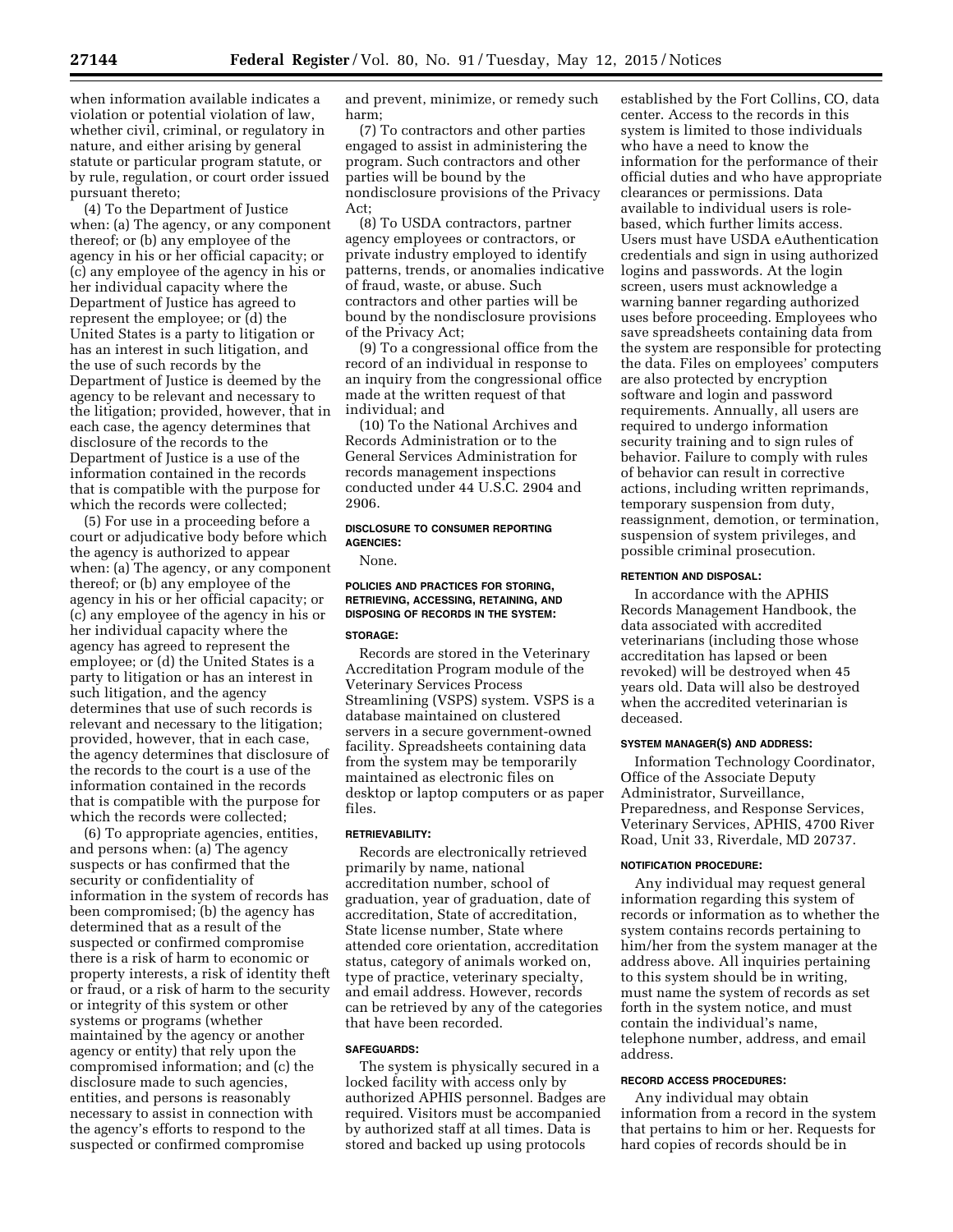when information available indicates a violation or potential violation of law, whether civil, criminal, or regulatory in nature, and either arising by general statute or particular program statute, or by rule, regulation, or court order issued pursuant thereto;

(4) To the Department of Justice when: (a) The agency, or any component thereof; or (b) any employee of the agency in his or her official capacity; or (c) any employee of the agency in his or her individual capacity where the Department of Justice has agreed to represent the employee; or (d) the United States is a party to litigation or has an interest in such litigation, and the use of such records by the Department of Justice is deemed by the agency to be relevant and necessary to the litigation; provided, however, that in each case, the agency determines that disclosure of the records to the Department of Justice is a use of the information contained in the records that is compatible with the purpose for which the records were collected;

(5) For use in a proceeding before a court or adjudicative body before which the agency is authorized to appear when: (a) The agency, or any component thereof; or (b) any employee of the agency in his or her official capacity; or (c) any employee of the agency in his or her individual capacity where the agency has agreed to represent the employee; or (d) the United States is a party to litigation or has an interest in such litigation, and the agency determines that use of such records is relevant and necessary to the litigation; provided, however, that in each case, the agency determines that disclosure of the records to the court is a use of the information contained in the records that is compatible with the purpose for which the records were collected;

(6) To appropriate agencies, entities, and persons when: (a) The agency suspects or has confirmed that the security or confidentiality of information in the system of records has been compromised; (b) the agency has determined that as a result of the suspected or confirmed compromise there is a risk of harm to economic or property interests, a risk of identity theft or fraud, or a risk of harm to the security or integrity of this system or other systems or programs (whether maintained by the agency or another agency or entity) that rely upon the compromised information; and (c) the disclosure made to such agencies, entities, and persons is reasonably necessary to assist in connection with the agency's efforts to respond to the suspected or confirmed compromise and prevent, minimize, or remedy such harm;

(7) To contractors and other parties engaged to assist in administering the program. Such contractors and other parties will be bound by the nondisclosure provisions of the Privacy Act;

(8) To USDA contractors, partner agency employees or contractors, or private industry employed to identify patterns, trends, or anomalies indicative of fraud, waste, or abuse. Such contractors and other parties will be bound by the nondisclosure provisions of the Privacy Act;

(9) To a congressional office from the record of an individual in response to an inquiry from the congressional office made at the written request of that individual; and

(10) To the National Archives and Records Administration or to the General Services Administration for records management inspections conducted under 44 U.S.C. 2904 and 2906.

#### DISCLOSURE TO CONSUMER REPORTING AGENCIES:

None.

#### POLICIES AND PRACTICES FOR STORING, RETRIEVING, ACCESSING, RETAINING, AND DISPOSING OF RECORDS IN THE SYSTEM:

#### STORAGE:

Records are stored in the Veterinary Accreditation Program module of the Veterinary Services Process Streamlining (VSPS) system. VSPS is a database maintained on clustered servers in a secure government-owned facility. Spreadsheets containing data from the system may be temporarily maintained as electronic files on desktop or laptop computers or as paper files.

#### RETRIEVABILITY:

Records are electronically retrieved primarily by name, national accreditation number, school of graduation, year of graduation, date of accreditation, State of accreditation, State license number, State where attended core orientation, accreditation status, category of animals worked on, type of practice, veterinary specialty, and email address. However, records can be retrieved by any of the categories that have been recorded.

#### SAFEGUARDS:

The system is physically secured in a locked facility with access only by authorized APHIS personnel. Badges are required. Visitors must be accompanied by authorized staff at all times. Data is stored and backed up using protocols established by the Fort Collins, CO, data center. Access to the records in this system is limited to those individuals who have a need to know the information for the performance of their official duties and who have appropriate clearances or permissions. Data available to individual users is role-based, which further limits access. Users must have USDA eAuthentication credentials and sign in using authorized logins and passwords. At the login screen, users must acknowledge a warning banner regarding authorized uses before proceeding. Employees who save spreadsheets containing data from the system are responsible for protecting the data. Files on employees' computers are also protected by encryption software and login and password requirements. Annually, all users are required to undergo information security training and to sign rules of behavior. Failure to comply with rules of behavior can result in corrective actions, including written reprimands, temporary suspension from duty, reassignment, demotion, or termination, suspension of system privileges, and possible criminal prosecution.

#### RETENTION AND DISPOSAL:

In accordance with the APHIS Records Management Handbook, the data associated with accredited veterinarians (including those whose accreditation has lapsed or been revoked) will be destroyed when 45 years old. Data will also be destroyed when the accredited veterinarian is deceased.

#### SYSTEM MANAGER(S) AND ADDRESS:

Information Technology Coordinator, Office of the Associate Deputy Administrator, Surveillance, Preparedness, and Response Services, Veterinary Services, APHIS, 4700 River Road, Unit 33, Riverdale, MD 20737.

#### NOTIFICATION PROCEDURE:

Any individual may request general information regarding this system of records or information as to whether the system contains records pertaining to him/her from the system manager at the address above. All inquiries pertaining to this system should be in writing, must name the system of records as set forth in the system notice, and must contain the individual's name, telephone number, address, and email address.

#### RECORD ACCESS PROCEDURES:

Any individual may obtain information from a record in the system that pertains to him or her. Requests for hard copies of records should be in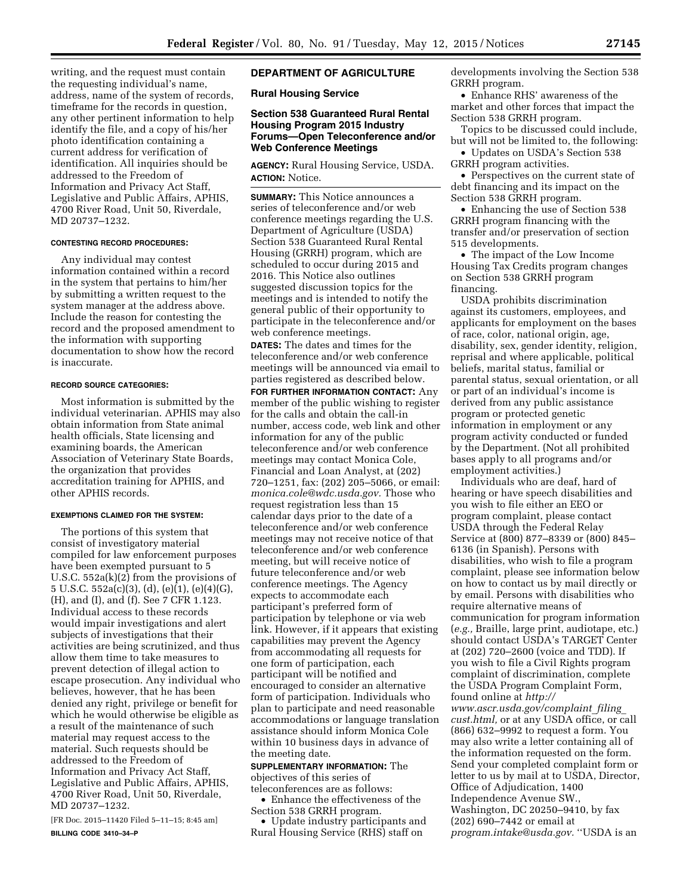writing, and the request must contain the requesting individual's name, address, name of the system of records, timeframe for the records in question, any other pertinent information to help identify the file, and a copy of his/her photo identification containing a current address for verification of identification. All inquiries should be addressed to the Freedom of Information and Privacy Act Staff, Legislative and Public Affairs, APHIS, 4700 River Road, Unit 50, Riverdale, MD 20737–1232.

#### CONTESTING RECORD PROCEDURES:

Any individual may contest information contained within a record in the system that pertains to him/her by submitting a written request to the system manager at the address above. Include the reason for contesting the record and the proposed amendment to the information with supporting documentation to show how the record is inaccurate.

#### RECORD SOURCE CATEGORIES:

Most information is submitted by the individual veterinarian. APHIS may also obtain information from State animal health officials, State licensing and examining boards, the American Association of Veterinary State Boards, the organization that provides accreditation training for APHIS, and other APHIS records.

#### EXEMPTIONS CLAIMED FOR THE SYSTEM:

The portions of this system that consist of investigatory material compiled for law enforcement purposes have been exempted pursuant to 5 U.S.C. 552a(k)(2) from the provisions of 5 U.S.C. 552a(c)(3), (d), (e)(1), (e)(4)(G), (H), and (I), and (f). See 7 CFR 1.123. Individual access to these records would impair investigations and alert subjects of investigations that their activities are being scrutinized, and thus allow them time to take measures to prevent detection of illegal action to escape prosecution. Any individual who believes, however, that he has been denied any right, privilege or benefit for which he would otherwise be eligible as a result of the maintenance of such material may request access to the material. Such requests should be addressed to the Freedom of Information and Privacy Act Staff, Legislative and Public Affairs, APHIS, 4700 River Road, Unit 50, Riverdale, MD 20737–1232.

[FR Doc. 2015–11420 Filed 5–11–15; 8:45 am]

**BILLING CODE 3410–34–P**

## DEPARTMENT OF AGRICULTURE

### Rural Housing Service

### Section 538 Guaranteed Rural Rental Housing Program 2015 Industry Forums—Open Teleconference and/or Web Conference Meetings

**AGENCY:** Rural Housing Service, USDA.

**ACTION:** Notice.

**SUMMARY:** This Notice announces a series of teleconference and/or web conference meetings regarding the U.S. Department of Agriculture (USDA) Section 538 Guaranteed Rural Rental Housing (GRRH) program, which are scheduled to occur during 2015 and 2016. This Notice also outlines suggested discussion topics for the meetings and is intended to notify the general public of their opportunity to participate in the teleconference and/or web conference meetings.

**DATES:** The dates and times for the teleconference and/or web conference meetings will be announced via email to parties registered as described below.

**FOR FURTHER INFORMATION CONTACT:** Any member of the public wishing to register for the calls and obtain the call-in number, access code, web link and other information for any of the public teleconference and/or web conference meetings may contact Monica Cole, Financial and Loan Analyst, at (202) 720–1251, fax: (202) 205–5066, or email: *monica.cole@wdc.usda.gov*. Those who request registration less than 15 calendar days prior to the date of a teleconference and/or web conference meetings may not receive notice of that teleconference and/or web conference meeting, but will receive notice of future teleconference and/or web conference meetings. The Agency expects to accommodate each participant's preferred form of participation by telephone or via web link. However, if it appears that existing capabilities may prevent the Agency from accommodating all requests for one form of participation, each participant will be notified and encouraged to consider an alternative form of participation. Individuals who plan to participate and need reasonable accommodations or language translation assistance should inform Monica Cole within 10 business days in advance of the meeting date.

**SUPPLEMENTARY INFORMATION:** The objectives of this series of teleconferences are as follows:

- Enhance the effectiveness of the Section 538 GRRH program.
- Update industry participants and Rural Housing Service (RHS) staff on developments involving the Section 538 GRRH program.
- Enhance RHS' awareness of the market and other forces that impact the Section 538 GRRH program.

Topics to be discussed could include, but will not be limited to, the following:

- Updates on USDA's Section 538 GRRH program activities.
- Perspectives on the current state of debt financing and its impact on the Section 538 GRRH program.
- Enhancing the use of Section 538 GRRH program financing with the transfer and/or preservation of section 515 developments.
- The impact of the Low Income Housing Tax Credits program changes on Section 538 GRRH program financing.

USDA prohibits discrimination against its customers, employees, and applicants for employment on the bases of race, color, national origin, age, disability, sex, gender identity, religion, reprisal and where applicable, political beliefs, marital status, familial or parental status, sexual orientation, or all or part of an individual's income is derived from any public assistance program or protected genetic information in employment or any program activity conducted or funded by the Department. (Not all prohibited bases apply to all programs and/or employment activities.)

Individuals who are deaf, hard of hearing or have speech disabilities and you wish to file either an EEO or program complaint, please contact USDA through the Federal Relay Service at (800) 877–8339 or (800) 845–6136 (in Spanish). Persons with disabilities, who wish to file a program complaint, please see information below on how to contact us by mail directly or by email. Persons with disabilities who require alternative means of communication for program information (*e.g.,* Braille, large print, audiotape, etc.) should contact USDA's TARGET Center at (202) 720–2600 (voice and TDD). If you wish to file a Civil Rights program complaint of discrimination, complete the USDA Program Complaint Form, found online at *http://www.ascr.usda.gov/complaint_filing_cust.html,* or at any USDA office, or call (866) 632–9992 to request a form. You may also write a letter containing all of the information requested on the form. Send your completed complaint form or letter to us by mail at to USDA, Director, Office of Adjudication, 1400 Independence Avenue SW., Washington, DC 20250–9410, by fax (202) 690–7442 or email at *program.intake@usda.gov.* ''USDA is an